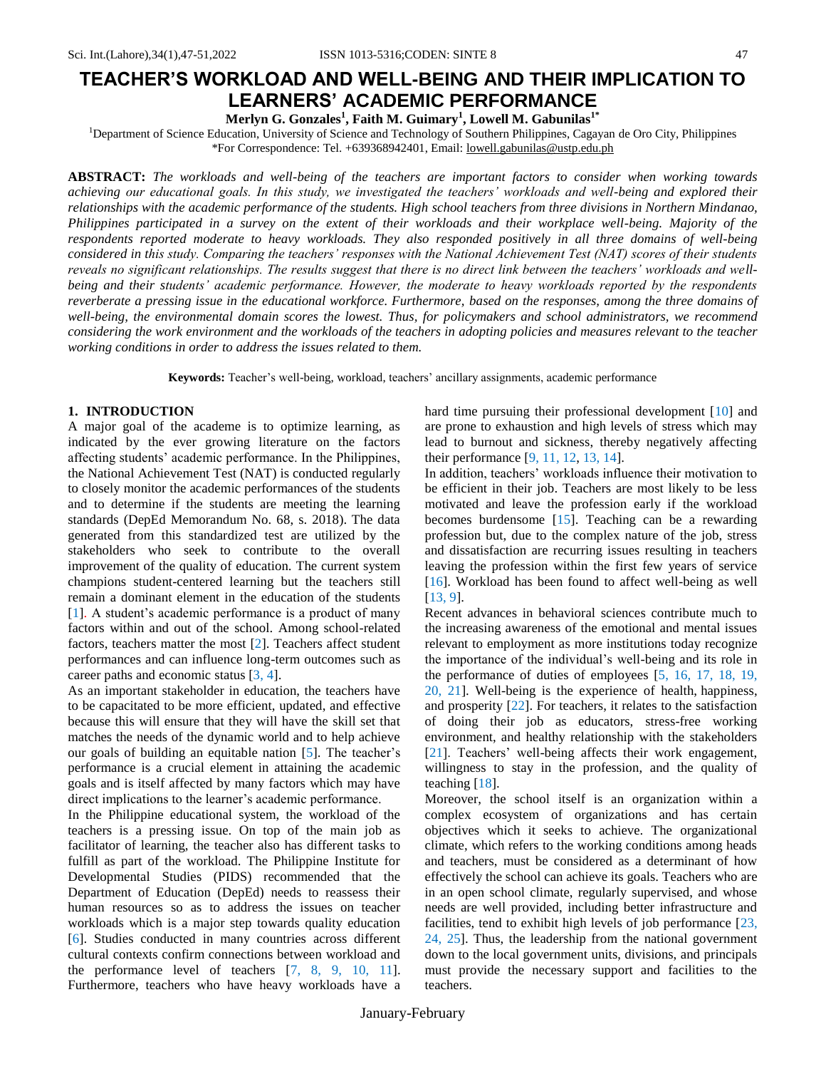# TEACHER'S WORKLOAD AND WELL-BEING AND THEIR IMPLICATION TO LEARNERS' ACADEMIC PERFORMANCE

**Merlyn G. Gonzales[1], Faith M. Guimary[1], Lowell M. Gabunilas[1*]**

[1]Department of Science Education, University of Science and Technology of Southern Philippines, Cagayan de Oro City, Philippines
*For Correspondence: Tel. +639368942401, Email: lowell.gabunilas@ustp.edu.ph

**ABSTRACT:** *The workloads and well-being of the teachers are important factors to consider when working towards achieving our educational goals. In this study, we investigated the teachers' workloads and well-being and explored their relationships with the academic performance of the students. High school teachers from three divisions in Northern Mindanao, Philippines participated in a survey on the extent of their workloads and their workplace well-being. Majority of the respondents reported moderate to heavy workloads. They also responded positively in all three domains of well-being considered in this study. Comparing the teachers' responses with the National Achievement Test (NAT) scores of their students reveals no significant relationships. The results suggest that there is no direct link between the teachers' workloads and well-being and their students' academic performance. However, the moderate to heavy workloads reported by the respondents reverberate a pressing issue in the educational workforce. Furthermore, based on the responses, among the three domains of well-being, the environmental domain scores the lowest. Thus, for policymakers and school administrators, we recommend considering the work environment and the workloads of the teachers in adopting policies and measures relevant to the teacher working conditions in order to address the issues related to them.*

**Keywords:** Teacher's well-being, workload, teachers' ancillary assignments, academic performance

## 1. INTRODUCTION

A major goal of the academe is to optimize learning, as indicated by the ever growing literature on the factors affecting students' academic performance. In the Philippines, the National Achievement Test (NAT) is conducted regularly to closely monitor the academic performances of the students and to determine if the students are meeting the learning standards (DepEd Memorandum No. 68, s. 2018). The data generated from this standardized test are utilized by the stakeholders who seek to contribute to the overall improvement of the quality of education. The current system champions student-centered learning but the teachers still remain a dominant element in the education of the students [1]. A student's academic performance is a product of many factors within and out of the school. Among school-related factors, teachers matter the most [2]. Teachers affect student performances and can influence long-term outcomes such as career paths and economic status [3, 4].

As an important stakeholder in education, the teachers have to be capacitated to be more efficient, updated, and effective because this will ensure that they will have the skill set that matches the needs of the dynamic world and to help achieve our goals of building an equitable nation [5]. The teacher's performance is a crucial element in attaining the academic goals and is itself affected by many factors which may have direct implications to the learner's academic performance.

In the Philippine educational system, the workload of the teachers is a pressing issue. On top of the main job as facilitator of learning, the teacher also has different tasks to fulfill as part of the workload. The Philippine Institute for Developmental Studies (PIDS) recommended that the Department of Education (DepEd) needs to reassess their human resources so as to address the issues on teacher workloads which is a major step towards quality education [6]. Studies conducted in many countries across different cultural contexts confirm connections between workload and the performance level of teachers [7, 8, 9, 10, 11]. Furthermore, teachers who have heavy workloads have a hard time pursuing their professional development [10] and are prone to exhaustion and high levels of stress which may lead to burnout and sickness, thereby negatively affecting their performance [9, 11, 12, 13, 14].

In addition, teachers' workloads influence their motivation to be efficient in their job. Teachers are most likely to be less motivated and leave the profession early if the workload becomes burdensome [15]. Teaching can be a rewarding profession but, due to the complex nature of the job, stress and dissatisfaction are recurring issues resulting in teachers leaving the profession within the first few years of service [16]. Workload has been found to affect well-being as well [13, 9].

Recent advances in behavioral sciences contribute much to the increasing awareness of the emotional and mental issues relevant to employment as more institutions today recognize the importance of the individual's well-being and its role in the performance of duties of employees [5, 16, 17, 18, 19, 20, 21]. Well-being is the experience of health, happiness, and prosperity [22]. For teachers, it relates to the satisfaction of doing their job as educators, stress-free working environment, and healthy relationship with the stakeholders [21]. Teachers' well-being affects their work engagement, willingness to stay in the profession, and the quality of teaching [18].

Moreover, the school itself is an organization within a complex ecosystem of organizations and has certain objectives which it seeks to achieve. The organizational climate, which refers to the working conditions among heads and teachers, must be considered as a determinant of how effectively the school can achieve its goals. Teachers who are in an open school climate, regularly supervised, and whose needs are well provided, including better infrastructure and facilities, tend to exhibit high levels of job performance [23, 24, 25]. Thus, the leadership from the national government down to the local government units, divisions, and principals must provide the necessary support and facilities to the teachers.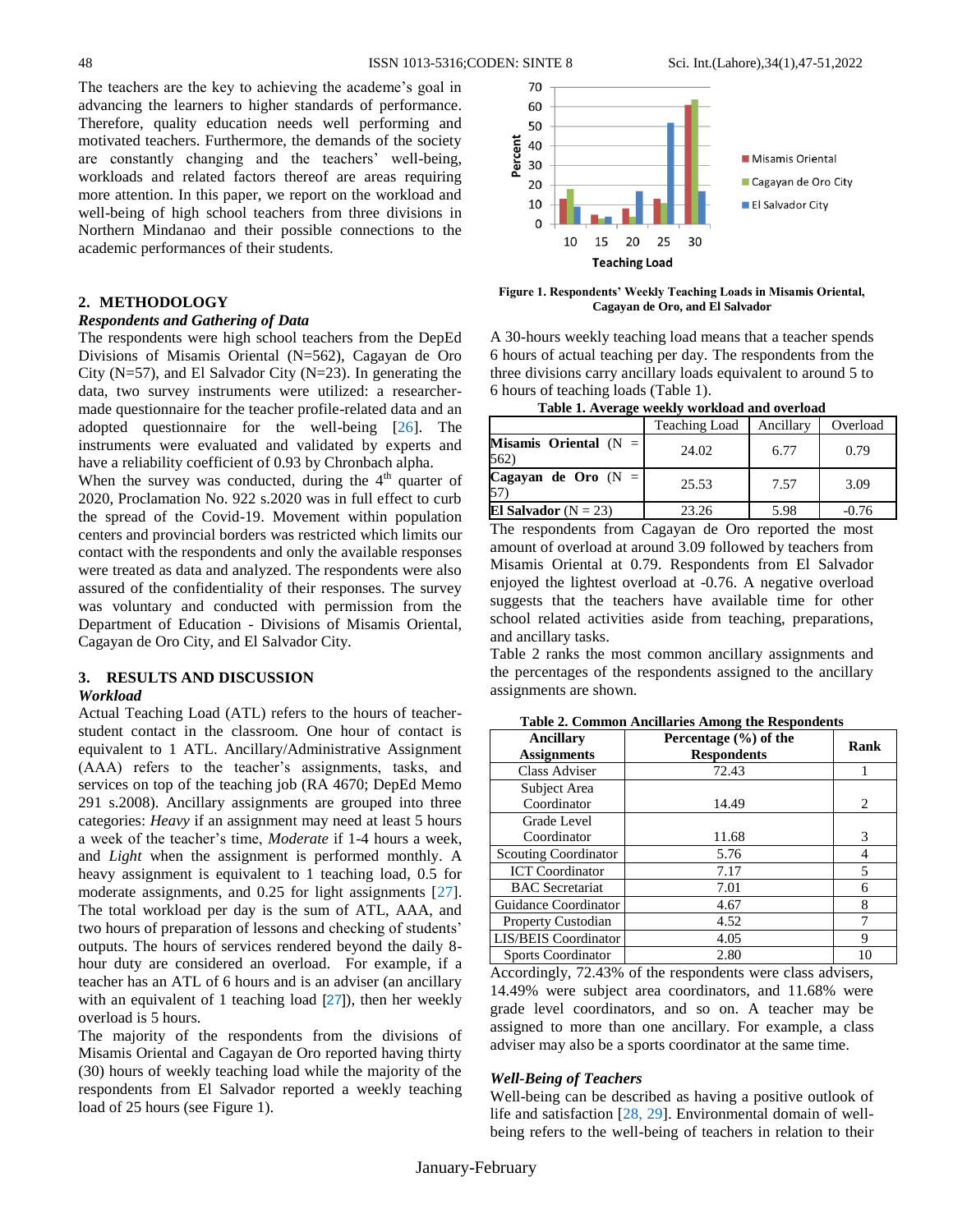The teachers are the key to achieving the academe's goal in advancing the learners to higher standards of performance. Therefore, quality education needs well performing and motivated teachers. Furthermore, the demands of the society are constantly changing and the teachers' well-being, workloads and related factors thereof are areas requiring more attention. In this paper, we report on the workload and well-being of high school teachers from three divisions in Northern Mindanao and their possible connections to the academic performances of their students.

## 2. METHODOLOGY

### *Respondents and Gathering of Data*

The respondents were high school teachers from the DepEd Divisions of Misamis Oriental (N=562), Cagayan de Oro City (N=57), and El Salvador City (N=23). In generating the data, two survey instruments were utilized: a researcher-made questionnaire for the teacher profile-related data and an adopted questionnaire for the well-being [26]. The instruments were evaluated and validated by experts and have a reliability coefficient of 0.93 by Chronbach alpha.

When the survey was conducted, during the 4th quarter of 2020, Proclamation No. 922 s.2020 was in full effect to curb the spread of the Covid-19. Movement within population centers and provincial borders was restricted which limits our contact with the respondents and only the available responses were treated as data and analyzed. The respondents were also assured of the confidentiality of their responses. The survey was voluntary and conducted with permission from the Department of Education - Divisions of Misamis Oriental, Cagayan de Oro City, and El Salvador City.

## 3. RESULTS AND DISCUSSION

### *Workload*

Actual Teaching Load (ATL) refers to the hours of teacher-student contact in the classroom. One hour of contact is equivalent to 1 ATL. Ancillary/Administrative Assignment (AAA) refers to the teacher's assignments, tasks, and services on top of the teaching job (RA 4670; DepEd Memo 291 s.2008). Ancillary assignments are grouped into three categories: *Heavy* if an assignment may need at least 5 hours a week of the teacher's time, *Moderate* if 1-4 hours a week, and *Light* when the assignment is performed monthly. A heavy assignment is equivalent to 1 teaching load, 0.5 for moderate assignments, and 0.25 for light assignments [27]. The total workload per day is the sum of ATL, AAA, and two hours of preparation of lessons and checking of students' outputs. The hours of services rendered beyond the daily 8-hour duty are considered an overload. For example, if a teacher has an ATL of 6 hours and is an adviser (an ancillary with an equivalent of 1 teaching load [27]), then her weekly overload is 5 hours.

The majority of the respondents from the divisions of Misamis Oriental and Cagayan de Oro reported having thirty (30) hours of weekly teaching load while the majority of the respondents from El Salvador reported a weekly teaching load of 25 hours (see Figure 1).

**Figure 1. Respondents' Weekly Teaching Loads in Misamis Oriental, Cagayan de Oro, and El Salvador**

A 30-hours weekly teaching load means that a teacher spends 6 hours of actual teaching per day. The respondents from the three divisions carry ancillary loads equivalent to around 5 to 6 hours of teaching loads (Table 1).

**Table 1. Average weekly workload and overload**

| | Teaching Load | Ancillary | Overload |
|---|---|---|---|
| **Misamis Oriental** (N = 562) | 24.02 | 6.77 | 0.79 |
| **Cagayan de Oro** (N = 57) | 25.53 | 7.57 | 3.09 |
| **El Salvador** (N = 23) | 23.26 | 5.98 | -0.76 |

The respondents from Cagayan de Oro reported the most amount of overload at around 3.09 followed by teachers from Misamis Oriental at 0.79. Respondents from El Salvador enjoyed the lightest overload at -0.76. A negative overload suggests that the teachers have available time for other school related activities aside from teaching, preparations, and ancillary tasks.

Table 2 ranks the most common ancillary assignments and the percentages of the respondents assigned to the ancillary assignments are shown.

**Table 2. Common Ancillaries Among the Respondents**

| Ancillary Assignments | Percentage (%) of the Respondents | Rank |
|---|---|---|
| Class Adviser | 72.43 | 1 |
| Subject Area Coordinator | 14.49 | 2 |
| Grade Level Coordinator | 11.68 | 3 |
| Scouting Coordinator | 5.76 | 4 |
| ICT Coordinator | 7.17 | 5 |
| BAC Secretariat | 7.01 | 6 |
| Guidance Coordinator | 4.67 | 8 |
| Property Custodian | 4.52 | 7 |
| LIS/BEIS Coordinator | 4.05 | 9 |
| Sports Coordinator | 2.80 | 10 |

Accordingly, 72.43% of the respondents were class advisers, 14.49% were subject area coordinators, and 11.68% were grade level coordinators, and so on. A teacher may be assigned to more than one ancillary. For example, a class adviser may also be a sports coordinator at the same time.

### *Well-Being of Teachers*

Well-being can be described as having a positive outlook of life and satisfaction [28, 29]. Environmental domain of well-being refers to the well-being of teachers in relation to their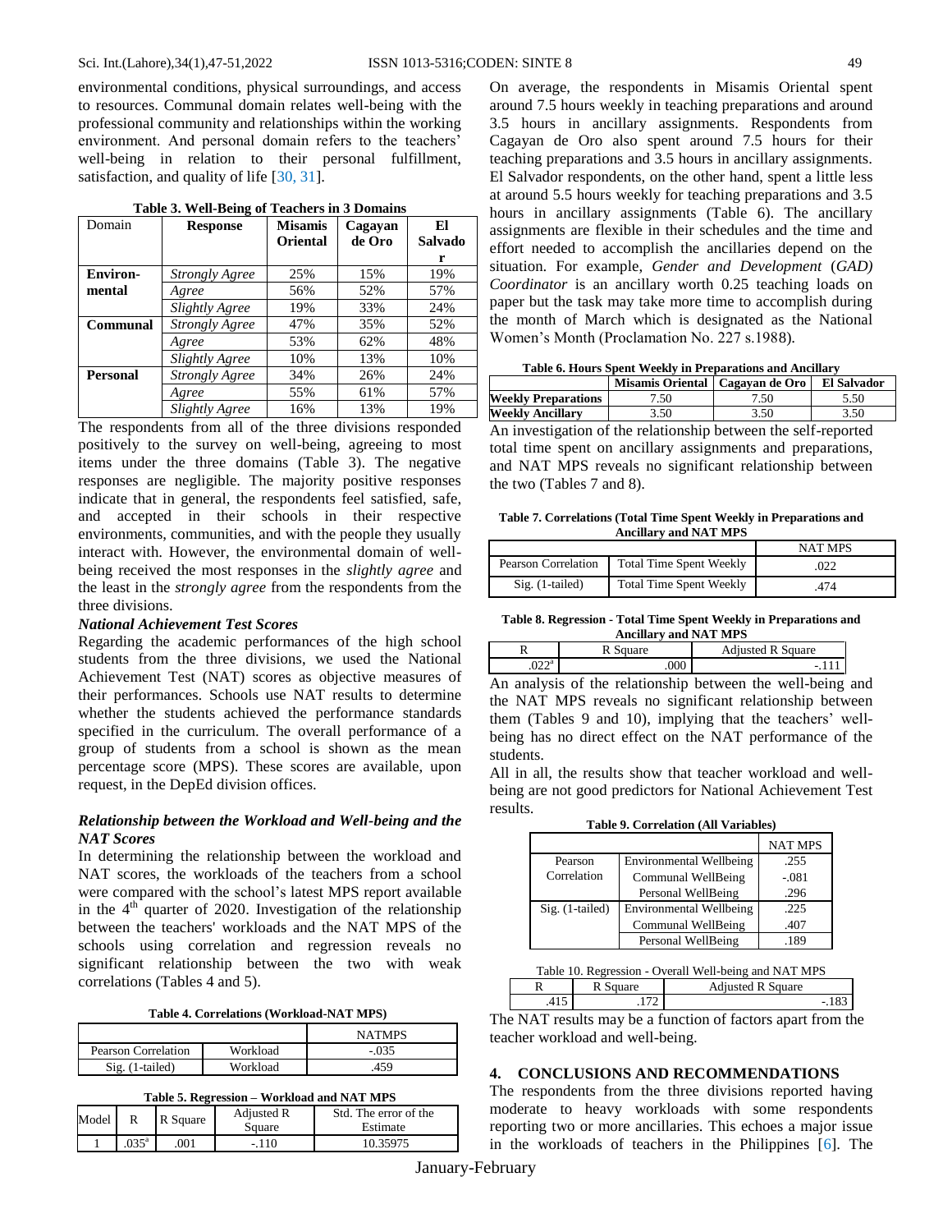environmental conditions, physical surroundings, and access to resources. Communal domain relates well-being with the professional community and relationships within the working environment. And personal domain refers to the teachers' well-being in relation to their personal fulfillment, satisfaction, and quality of life [30, 31].

**Table 3. Well-Being of Teachers in 3 Domains**

| Domain | Response | Misamis Oriental | Cagayan de Oro | El Salvador |
|---|---|---|---|---|
| **Environ-mental** | *Strongly Agree* | 25% | 15% | 19% |
| | *Agree* | 56% | 52% | 57% |
| | *Slightly Agree* | 19% | 33% | 24% |
| **Communal** | *Strongly Agree* | 47% | 35% | 52% |
| | *Agree* | 53% | 62% | 48% |
| | *Slightly Agree* | 10% | 13% | 10% |
| **Personal** | *Strongly Agree* | 34% | 26% | 24% |
| | *Agree* | 55% | 61% | 57% |
| | *Slightly Agree* | 16% | 13% | 19% |

The respondents from all of the three divisions responded positively to the survey on well-being, agreeing to most items under the three domains (Table 3). The negative responses are negligible. The majority positive responses indicate that in general, the respondents feel satisfied, safe, and accepted in their schools in their respective environments, communities, and with the people they usually interact with. However, the environmental domain of well-being received the most responses in the *slightly agree* and the least in the *strongly agree* from the respondents from the three divisions.

### *National Achievement Test Scores*

Regarding the academic performances of the high school students from the three divisions, we used the National Achievement Test (NAT) scores as objective measures of their performances. Schools use NAT results to determine whether the students achieved the performance standards specified in the curriculum. The overall performance of a group of students from a school is shown as the mean percentage score (MPS). These scores are available, upon request, in the DepEd division offices.

### *Relationship between the Workload and Well-being and the NAT Scores*

In determining the relationship between the workload and NAT scores, the workloads of the teachers from a school were compared with the school's latest MPS report available in the 4th quarter of 2020. Investigation of the relationship between the teachers' workloads and the NAT MPS of the schools using correlation and regression reveals no significant relationship between the two with weak correlations (Tables 4 and 5).

**Table 4. Correlations (Workload-NAT MPS)**

| | | NATMPS |
|---|---|---|
| Pearson Correlation | Workload | -.035 |
| Sig. (1-tailed) | Workload | .459 |

**Table 5. Regression – Workload and NAT MPS**

| Model | R | R Square | Adjusted R Square | Std. The error of the Estimate |
|---|---|---|---|---|
| 1 | .035[a] | .001 | -.110 | 10.35975 |

On average, the respondents in Misamis Oriental spent around 7.5 hours weekly in teaching preparations and around 3.5 hours in ancillary assignments. Respondents from Cagayan de Oro also spent around 7.5 hours for their teaching preparations and 3.5 hours in ancillary assignments. El Salvador respondents, on the other hand, spent a little less at around 5.5 hours weekly for teaching preparations and 3.5 hours in ancillary assignments (Table 6). The ancillary assignments are flexible in their schedules and the time and effort needed to accomplish the ancillaries depend on the situation. For example, *Gender and Development* (*GAD) Coordinator* is an ancillary worth 0.25 teaching loads on paper but the task may take more time to accomplish during the month of March which is designated as the National Women's Month (Proclamation No. 227 s.1988).

**Table 6. Hours Spent Weekly in Preparations and Ancillary**

| | Misamis Oriental | Cagayan de Oro | El Salvador |
|---|---|---|---|
| **Weekly Preparations** | 7.50 | 7.50 | 5.50 |
| **Weekly Ancillary** | 3.50 | 3.50 | 3.50 |

An investigation of the relationship between the self-reported total time spent on ancillary assignments and preparations, and NAT MPS reveals no significant relationship between the two (Tables 7 and 8).

**Table 7. Correlations (Total Time Spent Weekly in Preparations and Ancillary and NAT MPS**

| | | NAT MPS |
|---|---|---|
| Pearson Correlation | Total Time Spent Weekly | .022 |
| Sig. (1-tailed) | Total Time Spent Weekly | .474 |

**Table 8. Regression - Total Time Spent Weekly in Preparations and Ancillary and NAT MPS**

| R | R Square | Adjusted R Square |
|---|---|---|
| .022[a] | .000 | -.111 |

An analysis of the relationship between the well-being and the NAT MPS reveals no significant relationship between them (Tables 9 and 10), implying that the teachers' well-being has no direct effect on the NAT performance of the students.

All in all, the results show that teacher workload and well-being are not good predictors for National Achievement Test results.

**Table 9. Correlation (All Variables)**

| | | NAT MPS |
|---|---|---|
| Pearson Correlation | Environmental Wellbeing | .255 |
| | Communal WellBeing | -.081 |
| | Personal WellBeing | .296 |
| Sig. (1-tailed) | Environmental Wellbeing | .225 |
| | Communal WellBeing | .407 |
| | Personal WellBeing | .189 |

Table 10. Regression - Overall Well-being and NAT MPS

| R | R Square | Adjusted R Square |
|---|---|---|
| .415 | .172 | -.183 |

The NAT results may be a function of factors apart from the teacher workload and well-being.

## 4. CONCLUSIONS AND RECOMMENDATIONS

The respondents from the three divisions reported having moderate to heavy workloads with some respondents reporting two or more ancillaries. This echoes a major issue in the workloads of teachers in the Philippines [6]. The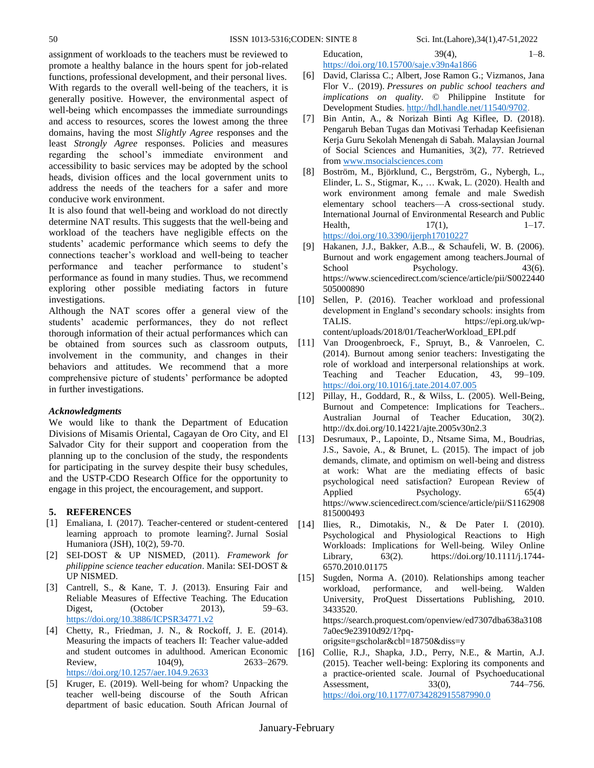assignment of workloads to the teachers must be reviewed to promote a healthy balance in the hours spent for job-related functions, professional development, and their personal lives. With regards to the overall well-being of the teachers, it is generally positive. However, the environmental aspect of well-being which encompasses the immediate surroundings and access to resources, scores the lowest among the three domains, having the most *Slightly Agree* responses and the least *Strongly Agree* responses. Policies and measures regarding the school's immediate environment and accessibility to basic services may be adopted by the school heads, division offices and the local government units to address the needs of the teachers for a safer and more conducive work environment.

It is also found that well-being and workload do not directly determine NAT results. This suggests that the well-being and workload of the teachers have negligible effects on the students' academic performance which seems to defy the connections teacher's workload and well-being to teacher performance and teacher performance to student's performance as found in many studies. Thus, we recommend exploring other possible mediating factors in future investigations.

Although the NAT scores offer a general view of the students' academic performances, they do not reflect thorough information of their actual performances which can be obtained from sources such as classroom outputs, involvement in the community, and changes in their behaviors and attitudes. We recommend that a more comprehensive picture of students' performance be adopted in further investigations.

### *Acknowledgments*

We would like to thank the Department of Education Divisions of Misamis Oriental, Cagayan de Oro City, and El Salvador City for their support and cooperation from the planning up to the conclusion of the study, the respondents for participating in the survey despite their busy schedules, and the USTP-CDO Research Office for the opportunity to engage in this project, the encouragement, and support.

## 5. REFERENCES

[1] Emaliana, I. (2017). Teacher-centered or student-centered learning approach to promote learning?. Jurnal Sosial Humaniora (JSH), 10(2), 59-70.

[2] SEI-DOST & UP NISMED, (2011). *Framework for philippine science teacher education*. Manila: SEI-DOST & UP NISMED.

[3] Cantrell, S., & Kane, T. J. (2013). Ensuring Fair and Reliable Measures of Effective Teaching. The Education Digest, (October 2013), 59–63. https://doi.org/10.3886/ICPSR34771.v2

[4] Chetty, R., Friedman, J. N., & Rockoff, J. E. (2014). Measuring the impacts of teachers II: Teacher value-added and student outcomes in adulthood. American Economic Review, 104(9), 2633–2679. https://doi.org/10.1257/aer.104.9.2633

[5] Kruger, E. (2019). Well-being for whom? Unpacking the teacher well-being discourse of the South African department of basic education. South African Journal of Education, 39(4), 1–8. https://doi.org/10.15700/saje.v39n4a1866

[6] David, Clarissa C.; Albert, Jose Ramon G.; Vizmanos, Jana Flor V.. (2019). *Pressures on public school teachers and implications on quality*. © Philippine Institute for Development Studies. http://hdl.handle.net/11540/9702.

[7] Bin Antin, A., & Norizah Binti Ag Kiflee, D. (2018). Pengaruh Beban Tugas dan Motivasi Terhadap Keefisienan Kerja Guru Sekolah Menengah di Sabah. Malaysian Journal of Social Sciences and Humanities, 3(2), 77. Retrieved from www.msocialsciences.com

[8] Boström, M., Björklund, C., Bergström, G., Nybergh, L., Elinder, L. S., Stigmar, K., … Kwak, L. (2020). Health and work environment among female and male Swedish elementary school teachers—A cross-sectional study. International Journal of Environmental Research and Public Health, 17(1), 1–17. https://doi.org/10.3390/ijerph17010227

[9] Hakanen, J.J., Bakker, A.B.., & Schaufeli, W. B. (2006). Burnout and work engagement among teachers.Journal of School Psychology. 43(6). https://www.sciencedirect.com/science/article/pii/S0022440505000890

[10] Sellen, P. (2016). Teacher workload and professional development in England's secondary schools: insights from TALIS. https://epi.org.uk/wp-content/uploads/2018/01/TeacherWorkload_EPI.pdf

[11] Van Droogenbroeck, F., Spruyt, B., & Vanroelen, C. (2014). Burnout among senior teachers: Investigating the role of workload and interpersonal relationships at work. Teaching and Teacher Education, 43, 99–109. https://doi.org/10.1016/j.tate.2014.07.005

[12] Pillay, H., Goddard, R., & Wilss, L. (2005). Well-Being, Burnout and Competence: Implications for Teachers.. Australian Journal of Teacher Education, 30(2). http://dx.doi.org/10.14221/ajte.2005v30n2.3

[13] Desrumaux, P., Lapointe, D., Ntsame Sima, M., Boudrias, J.S., Savoie, A., & Brunet, L. (2015). The impact of job demands, climate, and optimism on well-being and distress at work: What are the mediating effects of basic psychological need satisfaction? European Review of Applied Psychology. 65(4) https://www.sciencedirect.com/science/article/pii/S1162908815000493

[14] Ilies, R., Dimotakis, N., & De Pater I. (2010). Psychological and Physiological Reactions to High Workloads: Implications for Well-being. Wiley Online Library, 63(2). https://doi.org/10.1111/j.1744-6570.2010.01175

[15] Sugden, Norma A. (2010). Relationships among teacher workload, performance, and well-being. Walden University, ProQuest Dissertations Publishing, 2010. 3433520. https://search.proquest.com/openview/ed7307dba638a31087a0ec9e23910d92/1?pq-origsite=gscholar&cbl=18750&diss=y

[16] Collie, R.J., Shapka, J.D., Perry, N.E., & Martin, A.J. (2015). Teacher well-being: Exploring its components and a practice-oriented scale. Journal of Psychoeducational Assessment, 33(0), 744–756. https://doi.org/10.1177/0734282915587990.0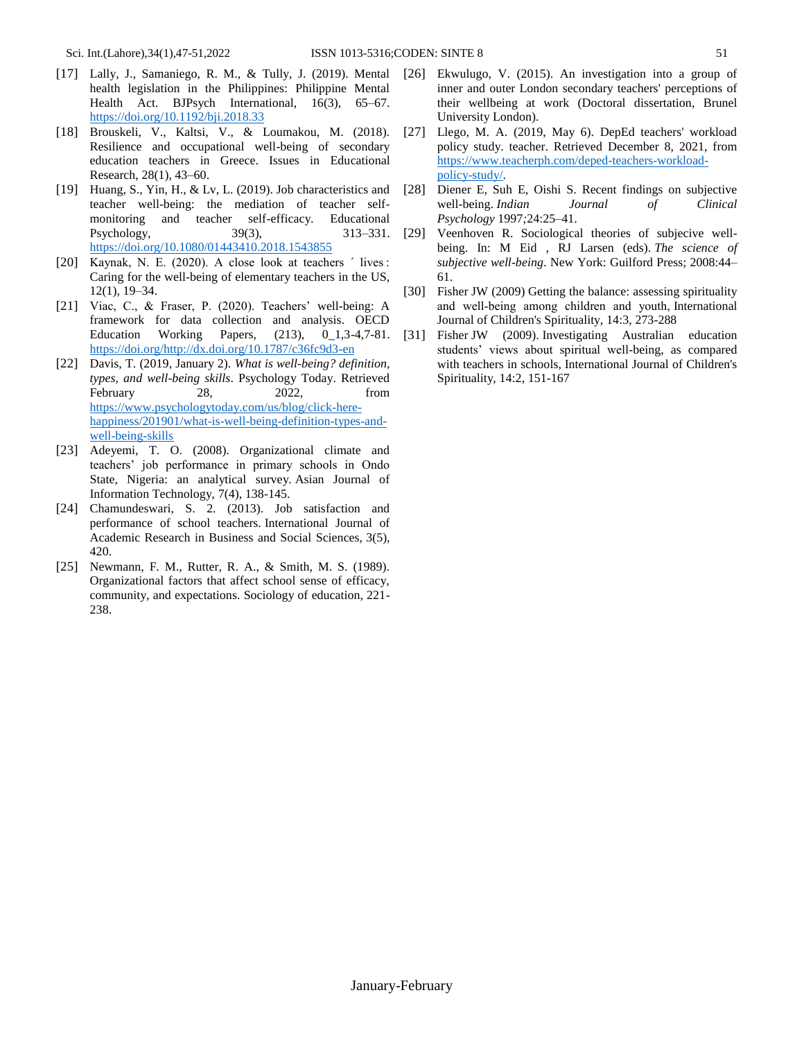[17] Lally, J., Samaniego, R. M., & Tully, J. (2019). Mental health legislation in the Philippines: Philippine Mental Health Act. BJPsych International, 16(3), 65–67. https://doi.org/10.1192/bji.2018.33

[18] Brouskeli, V., Kaltsi, V., & Loumakou, M. (2018). Resilience and occupational well-being of secondary education teachers in Greece. Issues in Educational Research, 28(1), 43–60.

[19] Huang, S., Yin, H., & Lv, L. (2019). Job characteristics and teacher well-being: the mediation of teacher self-monitoring and teacher self-efficacy. Educational Psychology, 39(3), 313–331. https://doi.org/10.1080/01443410.2018.1543855

[20] Kaynak, N. E. (2020). A close look at teachers ́ lives : Caring for the well-being of elementary teachers in the US, 12(1), 19–34.

[21] Viac, C., & Fraser, P. (2020). Teachers' well-being: A framework for data collection and analysis. OECD Education Working Papers, (213), 0_1,3-4,7-81. https://doi.org/http://dx.doi.org/10.1787/c36fc9d3-en

[22] Davis, T. (2019, January 2). *What is well-being? definition, types, and well-being skills*. Psychology Today. Retrieved February 28, 2022, from https://www.psychologytoday.com/us/blog/click-here-happiness/201901/what-is-well-being-definition-types-and-well-being-skills

[23] Adeyemi, T. O. (2008). Organizational climate and teachers' job performance in primary schools in Ondo State, Nigeria: an analytical survey. Asian Journal of Information Technology, 7(4), 138-145.

[24] Chamundeswari, S. 2. (2013). Job satisfaction and performance of school teachers. International Journal of Academic Research in Business and Social Sciences, 3(5), 420.

[25] Newmann, F. M., Rutter, R. A., & Smith, M. S. (1989). Organizational factors that affect school sense of efficacy, community, and expectations. Sociology of education, 221-238.

[26] Ekwulugo, V. (2015). An investigation into a group of inner and outer London secondary teachers' perceptions of their wellbeing at work (Doctoral dissertation, Brunel University London).

[27] Llego, M. A. (2019, May 6). DepEd teachers' workload policy study. teacher. Retrieved December 8, 2021, from https://www.teacherph.com/deped-teachers-workload-policy-study/.

[28] Diener E, Suh E, Oishi S. Recent findings on subjective well-being. *Indian Journal of Clinical Psychology* 1997;24:25–41.

[29] Veenhoven R. Sociological theories of subjecive well-being. In: M Eid , RJ Larsen (eds). *The science of subjective well-being*. New York: Guilford Press; 2008:44–61.

[30] Fisher JW (2009) Getting the balance: assessing spirituality and well-being among children and youth, International Journal of Children's Spirituality, 14:3, 273-288

[31] Fisher JW (2009). Investigating Australian education students' views about spiritual well-being, as compared with teachers in schools, International Journal of Children's Spirituality, 14:2, 151-167